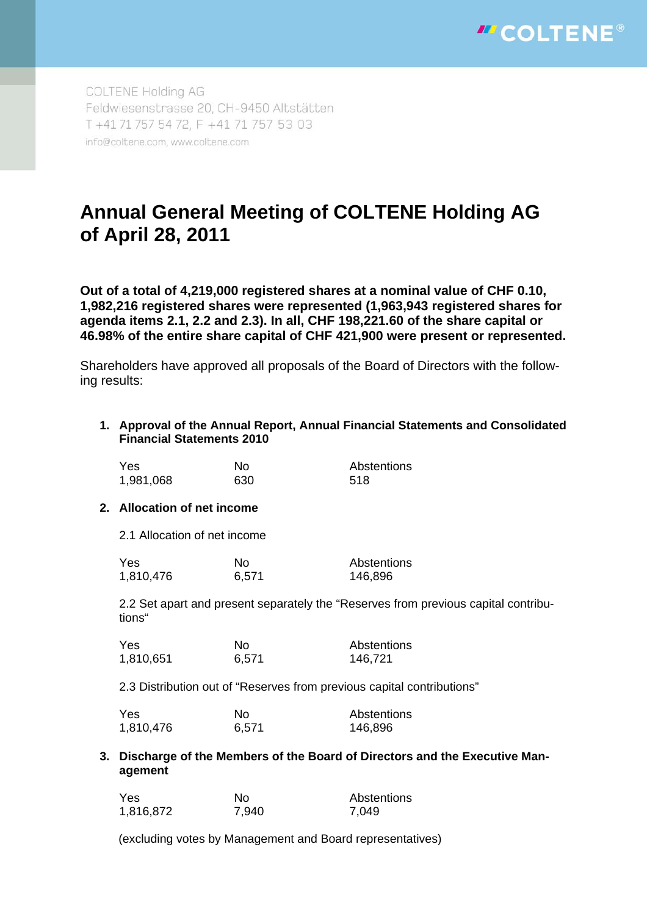COLTENE Holding AG
Feldwiesenstrasse 20, CH-9450 Altstätten
T +41 71 757 54 72, F +41 71 757 53 03
info@coltene.com, www.coltene.com

# Annual General Meeting of COLTENE Holding AG of April 28, 2011

**Out of a total of 4,219,000 registered shares at a nominal value of CHF 0.10, 1,982,216 registered shares were represented (1,963,943 registered shares for agenda items 2.1, 2.2 and 2.3). In all, CHF 198,221.60 of the share capital or 46.98% of the entire share capital of CHF 421,900 were present or represented.**

Shareholders have approved all proposals of the Board of Directors with the following results:

1. **Approval of the Annual Report, Annual Financial Statements and Consolidated Financial Statements 2010**

| Yes | No | Abstentions |
|---|---|---|
| 1,981,068 | 630 | 518 |

2. **Allocation of net income**

2.1 Allocation of net income

| Yes | No | Abstentions |
|---|---|---|
| 1,810,476 | 6,571 | 146,896 |

2.2 Set apart and present separately the "Reserves from previous capital contributions"

| Yes | No | Abstentions |
|---|---|---|
| 1,810,651 | 6,571 | 146,721 |

2.3 Distribution out of "Reserves from previous capital contributions"

| Yes | No | Abstentions |
|---|---|---|
| 1,810,476 | 6,571 | 146,896 |

3. **Discharge of the Members of the Board of Directors and the Executive Management**

| Yes | No | Abstentions |
|---|---|---|
| 1,816,872 | 7,940 | 7,049 |

(excluding votes by Management and Board representatives)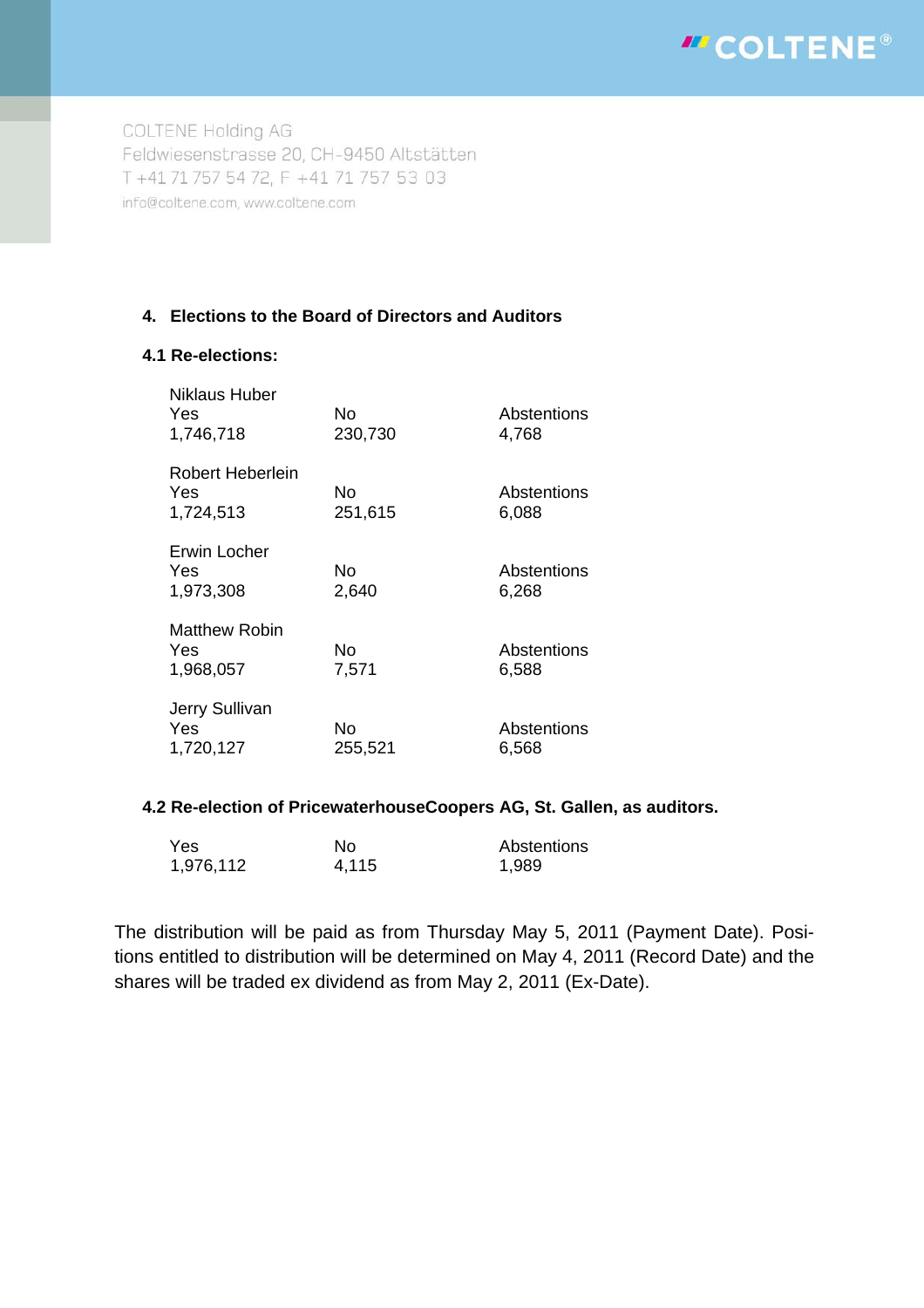COLTENE Holding AG
Feldwiesenstrasse 20, CH-9450 Altstätten
T +41 71 757 54 72, F +41 71 757 53 03
info@coltene.com, www.coltene.com

**4. Elections to the Board of Directors and Auditors**

**4.1 Re-elections:**

Niklaus Huber

| Yes | No | Abstentions |
|---|---|---|
| 1,746,718 | 230,730 | 4,768 |

Robert Heberlein

| Yes | No | Abstentions |
|---|---|---|
| 1,724,513 | 251,615 | 6,088 |

Erwin Locher

| Yes | No | Abstentions |
|---|---|---|
| 1,973,308 | 2,640 | 6,268 |

Matthew Robin

| Yes | No | Abstentions |
|---|---|---|
| 1,968,057 | 7,571 | 6,588 |

Jerry Sullivan

| Yes | No | Abstentions |
|---|---|---|
| 1,720,127 | 255,521 | 6,568 |

**4.2 Re-election of PricewaterhouseCoopers AG, St. Gallen, as auditors.**

| Yes | No | Abstentions |
|---|---|---|
| 1,976,112 | 4,115 | 1,989 |

The distribution will be paid as from Thursday May 5, 2011 (Payment Date). Positions entitled to distribution will be determined on May 4, 2011 (Record Date) and the shares will be traded ex dividend as from May 2, 2011 (Ex-Date).